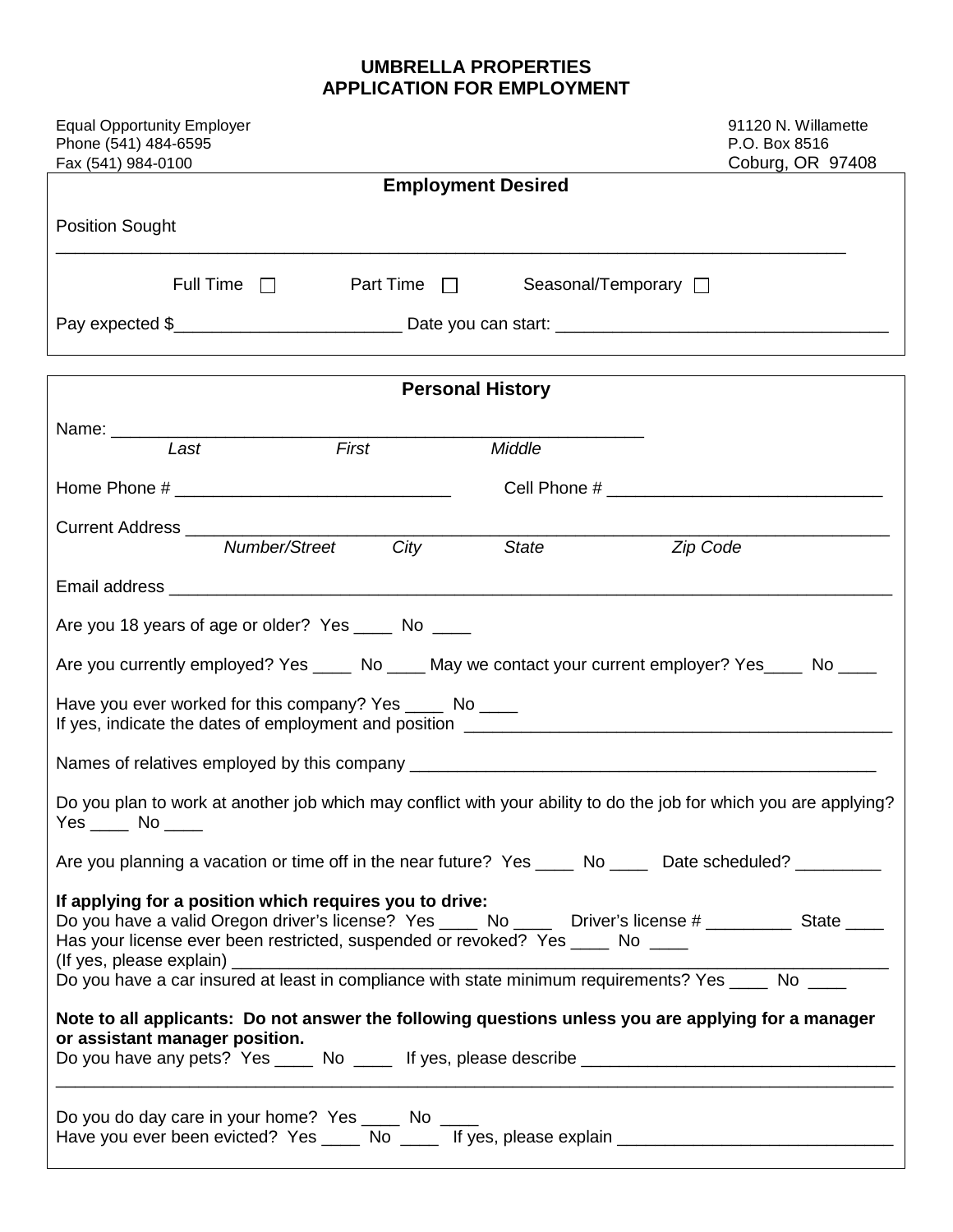# UMBRELLA PROPERTIES
# APPLICATION FOR EMPLOYMENT

Equal Opportunity Employer
Phone (541) 484-6595
Fax (541) 984-0100

91120 N. Willamette
P.O. Box 8516
Coburg, OR 97408

## Employment Desired

Position Sought
_______________________________________________________________________________

Full Time ☐ Part Time ☐ Seasonal/Temporary ☐

Pay expected $________________________ Date you can start: __________________________________

## Personal History

Name: ________________________________________________________
*Last* *First* *Middle*

Home Phone # _____________________________ Cell Phone # _____________________________

Current Address ______________________________________________________________________
*Number/Street* *City* *State* *Zip Code*

Email address _________________________________________________________________________

Are you 18 years of age or older? Yes ____ No ____

Are you currently employed? Yes ____ No ____ May we contact your current employer? Yes____ No ____

Have you ever worked for this company? Yes ____ No ____
If yes, indicate the dates of employment and position ______________________________________________

Names of relatives employed by this company ___________________________________________________

Do you plan to work at another job which may conflict with your ability to do the job for which you are applying? Yes ____ No ____

Are you planning a vacation or time off in the near future? Yes ____ No ____ Date scheduled? _________

**If applying for a position which requires you to drive:**
Do you have a valid Oregon driver's license? Yes ____ No ____ Driver's license # _________ State ____
Has your license ever been restricted, suspended or revoked? Yes ____ No ____
(If yes, please explain) ___________________________________________________________________
Do you have a car insured at least in compliance with state minimum requirements? Yes ____ No ____

**Note to all applicants: Do not answer the following questions unless you are applying for a manager or assistant manager position.**
Do you have any pets? Yes ____ No ____ If yes, please describe ________________________________
_______________________________________________________________________________

Do you do day care in your home? Yes ____ No ____
Have you ever been evicted? Yes ____ No ____ If yes, please explain ____________________________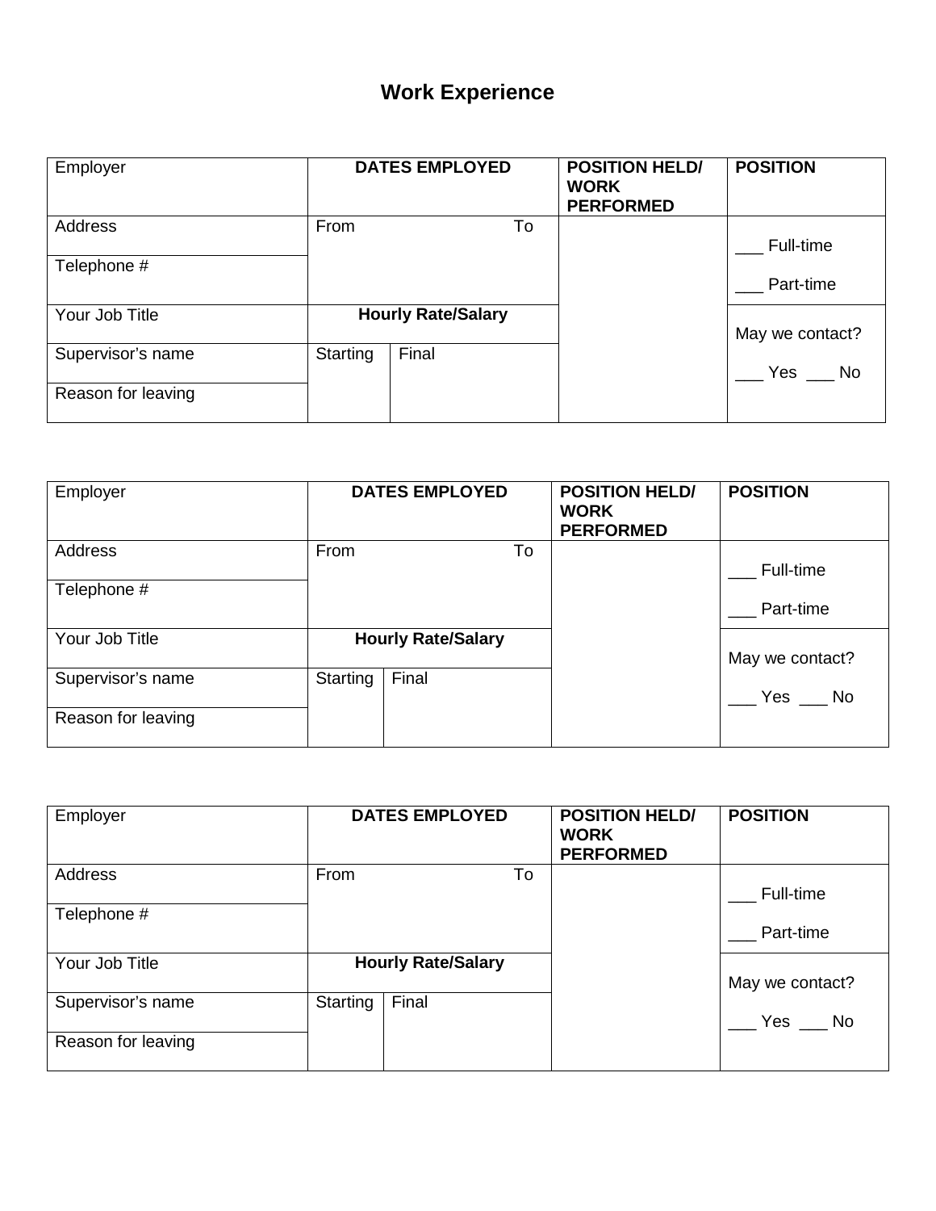# Work Experience

| Employer | DATES EMPLOYED | | POSITION HELD/ WORK PERFORMED | POSITION |
|---|---|---|---|---|
| Address | From | To | | ___ Full-time<br>___ Part-time |
| Telephone # | | | | |
| Your Job Title | **Hourly Rate/Salary** | | | May we contact?<br>___ Yes ___ No |
| Supervisor's name | Starting | Final | | |
| Reason for leaving | | | | |

| Employer | DATES EMPLOYED | | POSITION HELD/ WORK PERFORMED | POSITION |
|---|---|---|---|---|
| Address | From | To | | ___ Full-time<br>___ Part-time |
| Telephone # | | | | |
| Your Job Title | **Hourly Rate/Salary** | | | May we contact?<br>___ Yes ___ No |
| Supervisor's name | Starting | Final | | |
| Reason for leaving | | | | |

| Employer | DATES EMPLOYED | | POSITION HELD/ WORK PERFORMED | POSITION |
|---|---|---|---|---|
| Address | From | To | | ___ Full-time<br>___ Part-time |
| Telephone # | | | | |
| Your Job Title | **Hourly Rate/Salary** | | | May we contact?<br>___ Yes ___ No |
| Supervisor's name | Starting | Final | | |
| Reason for leaving | | | | |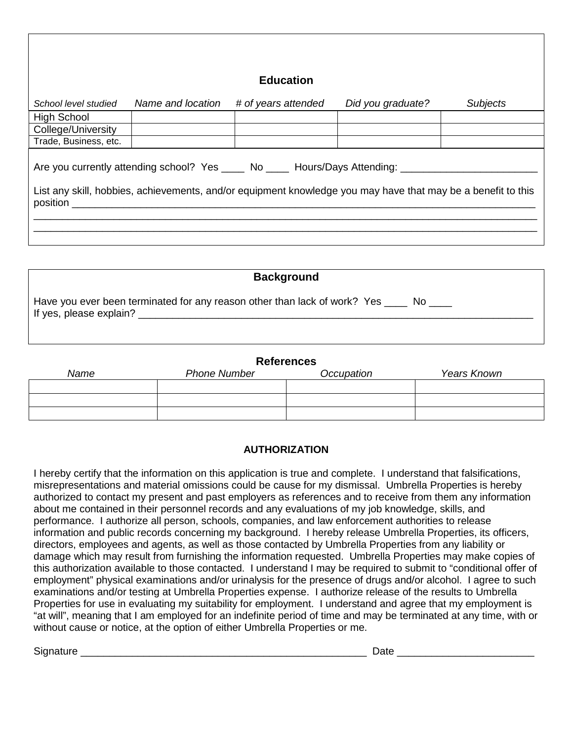## Education

| *School level studied* | *Name and location* | *# of years attended* | *Did you graduate?* | *Subjects* |
|---|---|---|---|---|
| High School | | | | |
| College/University | | | | |
| Trade, Business, etc. | | | | |

Are you currently attending school? Yes ____ No ____ Hours/Days Attending: ________________________

List any skill, hobbies, achievements, and/or equipment knowledge you may have that may be a benefit to this position ____________________________________________________________________________________
____________________________________________________________________________________________
____________________________________________________________________________________________

## Background

Have you ever been terminated for any reason other than lack of work? Yes ____ No ____
If yes, please explain? ________________________________________________________________________

## References

| *Name* | *Phone Number* | *Occupation* | *Years Known* |
|---|---|---|---|
| | | | |
| | | | |
| | | | |

## AUTHORIZATION

I hereby certify that the information on this application is true and complete. I understand that falsifications, misrepresentations and material omissions could be cause for my dismissal. Umbrella Properties is hereby authorized to contact my present and past employers as references and to receive from them any information about me contained in their personnel records and any evaluations of my job knowledge, skills, and performance. I authorize all person, schools, companies, and law enforcement authorities to release information and public records concerning my background. I hereby release Umbrella Properties, its officers, directors, employees and agents, as well as those contacted by Umbrella Properties from any liability or damage which may result from furnishing the information requested. Umbrella Properties may make copies of this authorization available to those contacted. I understand I may be required to submit to "conditional offer of employment" physical examinations and/or urinalysis for the presence of drugs and/or alcohol. I agree to such examinations and/or testing at Umbrella Properties expense. I authorize release of the results to Umbrella Properties for use in evaluating my suitability for employment. I understand and agree that my employment is "at will", meaning that I am employed for an indefinite period of time and may be terminated at any time, with or without cause or notice, at the option of either Umbrella Properties or me.

Signature ___________________________________________________ Date ________________________